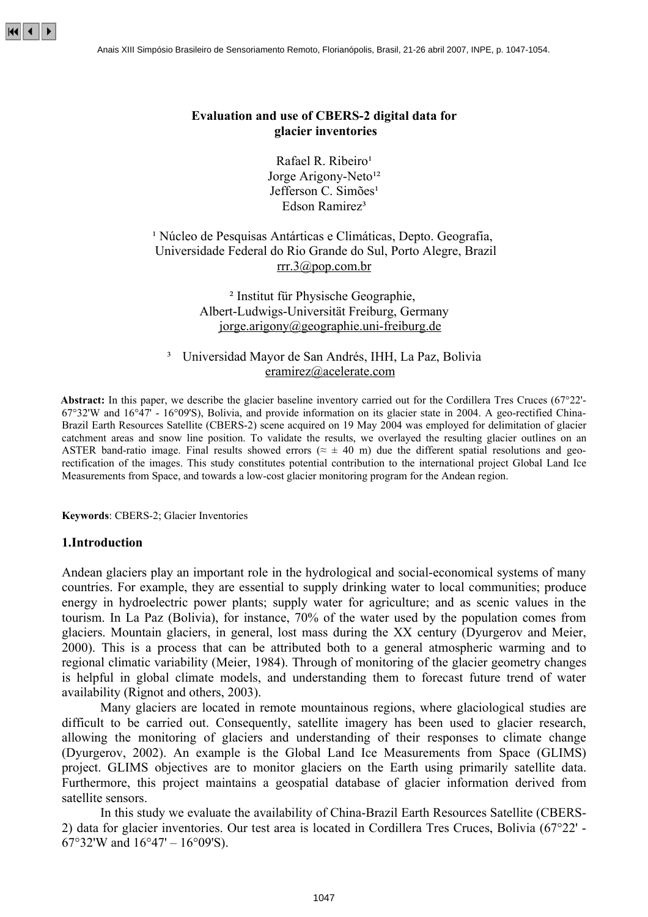# Evaluation and use of CBERS-2 digital data for glacier inventories

Rafael R. Ribeiro[1]
Jorge Arigony-Neto[1,2]
Jefferson C. Simões[1]
Edson Ramirez[3]

[1] Núcleo de Pesquisas Antárticas e Climáticas, Depto. Geografia, Universidade Federal do Rio Grande do Sul, Porto Alegre, Brazil
rrr.3@pop.com.br

[2] Institut für Physische Geographie, Albert-Ludwigs-Universität Freiburg, Germany
jorge.arigony@geographie.uni-freiburg.de

[3] Universidad Mayor de San Andrés, IHH, La Paz, Bolivia
eramirez@acelerate.com

**Abstract:** In this paper, we describe the glacier baseline inventory carried out for the Cordillera Tres Cruces (67°22'-67°32'W and 16°47' - 16°09'S), Bolivia, and provide information on its glacier state in 2004. A geo-rectified China-Brazil Earth Resources Satellite (CBERS-2) scene acquired on 19 May 2004 was employed for delimitation of glacier catchment areas and snow line position. To validate the results, we overlayed the resulting glacier outlines on an ASTER band-ratio image. Final results showed errors (≈ ± 40 m) due the different spatial resolutions and geo-rectification of the images. This study constitutes potential contribution to the international project Global Land Ice Measurements from Space, and towards a low-cost glacier monitoring program for the Andean region.

**Keywords**: CBERS-2; Glacier Inventories

## 1.Introduction

Andean glaciers play an important role in the hydrological and social-economical systems of many countries. For example, they are essential to supply drinking water to local communities; produce energy in hydroelectric power plants; supply water for agriculture; and as scenic values in the tourism. In La Paz (Bolivia), for instance, 70% of the water used by the population comes from glaciers. Mountain glaciers, in general, lost mass during the XX century (Dyurgerov and Meier, 2000). This is a process that can be attributed both to a general atmospheric warming and to regional climatic variability (Meier, 1984). Through of monitoring of the glacier geometry changes is helpful in global climate models, and understanding them to forecast future trend of water availability (Rignot and others, 2003).

Many glaciers are located in remote mountainous regions, where glaciological studies are difficult to be carried out. Consequently, satellite imagery has been used to glacier research, allowing the monitoring of glaciers and understanding of their responses to climate change (Dyurgerov, 2002). An example is the Global Land Ice Measurements from Space (GLIMS) project. GLIMS objectives are to monitor glaciers on the Earth using primarily satellite data. Furthermore, this project maintains a geospatial database of glacier information derived from satellite sensors.

In this study we evaluate the availability of China-Brazil Earth Resources Satellite (CBERS-2) data for glacier inventories. Our test area is located in Cordillera Tres Cruces, Bolivia (67°22' - 67°32'W and 16°47' – 16°09'S).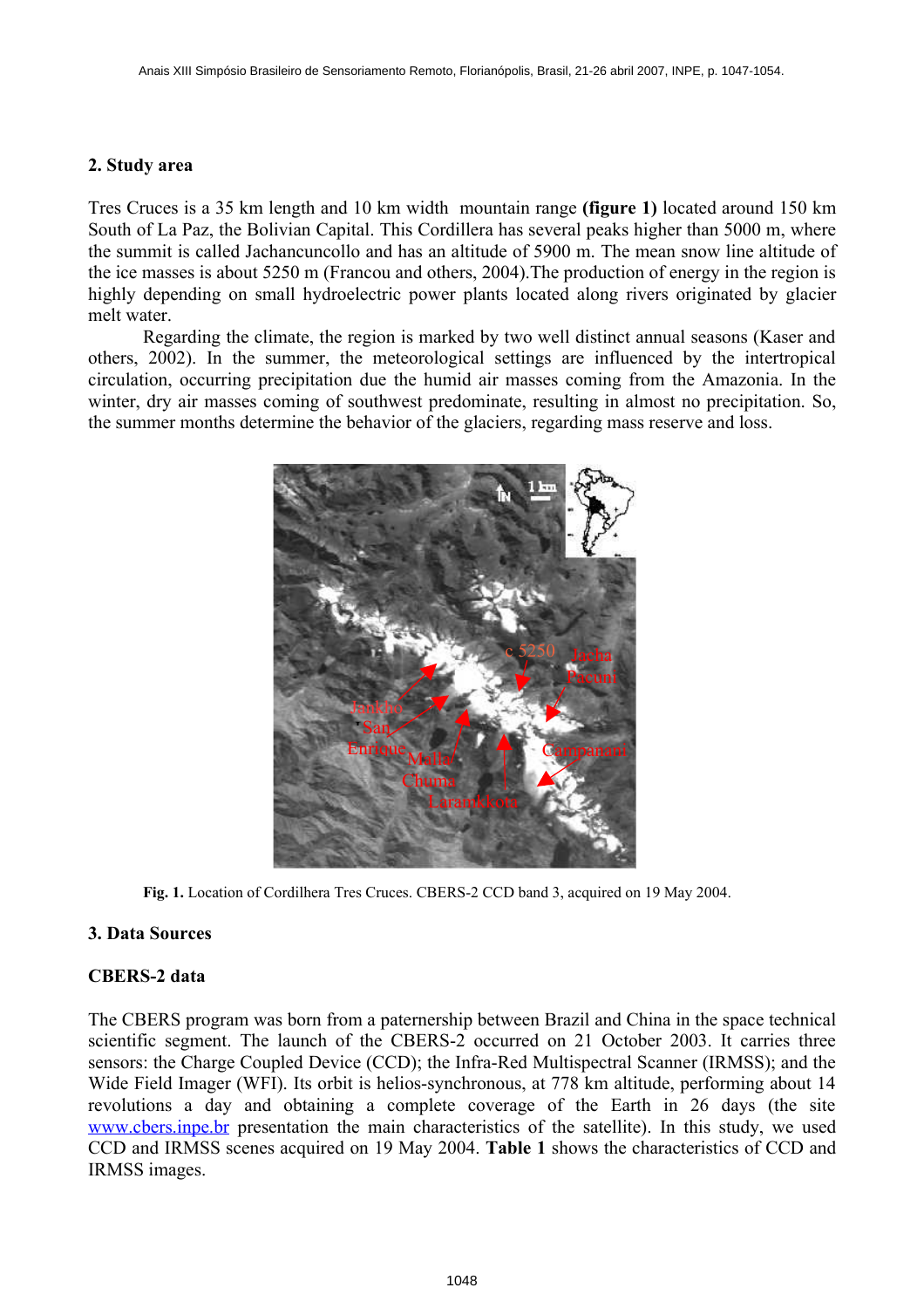## 2. Study area

Tres Cruces is a 35 km length and 10 km width mountain range **(figure 1)** located around 150 km South of La Paz, the Bolivian Capital. This Cordillera has several peaks higher than 5000 m, where the summit is called Jachancuncollo and has an altitude of 5900 m. The mean snow line altitude of the ice masses is about 5250 m (Francou and others, 2004).The production of energy in the region is highly depending on small hydroelectric power plants located along rivers originated by glacier melt water.

Regarding the climate, the region is marked by two well distinct annual seasons (Kaser and others, 2002). In the summer, the meteorological settings are influenced by the intertropical circulation, occurring precipitation due the humid air masses coming from the Amazonia. In the winter, dry air masses coming of southwest predominate, resulting in almost no precipitation. So, the summer months determine the behavior of the glaciers, regarding mass reserve and loss.

**Fig. 1.** Location of Cordilhera Tres Cruces. CBERS-2 CCD band 3, acquired on 19 May 2004.

## 3. Data Sources

### CBERS-2 data

The CBERS program was born from a paternership between Brazil and China in the space technical scientific segment. The launch of the CBERS-2 occurred on 21 October 2003. It carries three sensors: the Charge Coupled Device (CCD); the Infra-Red Multispectral Scanner (IRMSS); and the Wide Field Imager (WFI). Its orbit is helios-synchronous, at 778 km altitude, performing about 14 revolutions a day and obtaining a complete coverage of the Earth in 26 days (the site www.cbers.inpe.br presentation the main characteristics of the satellite). In this study, we used CCD and IRMSS scenes acquired on 19 May 2004. **Table 1** shows the characteristics of CCD and IRMSS images.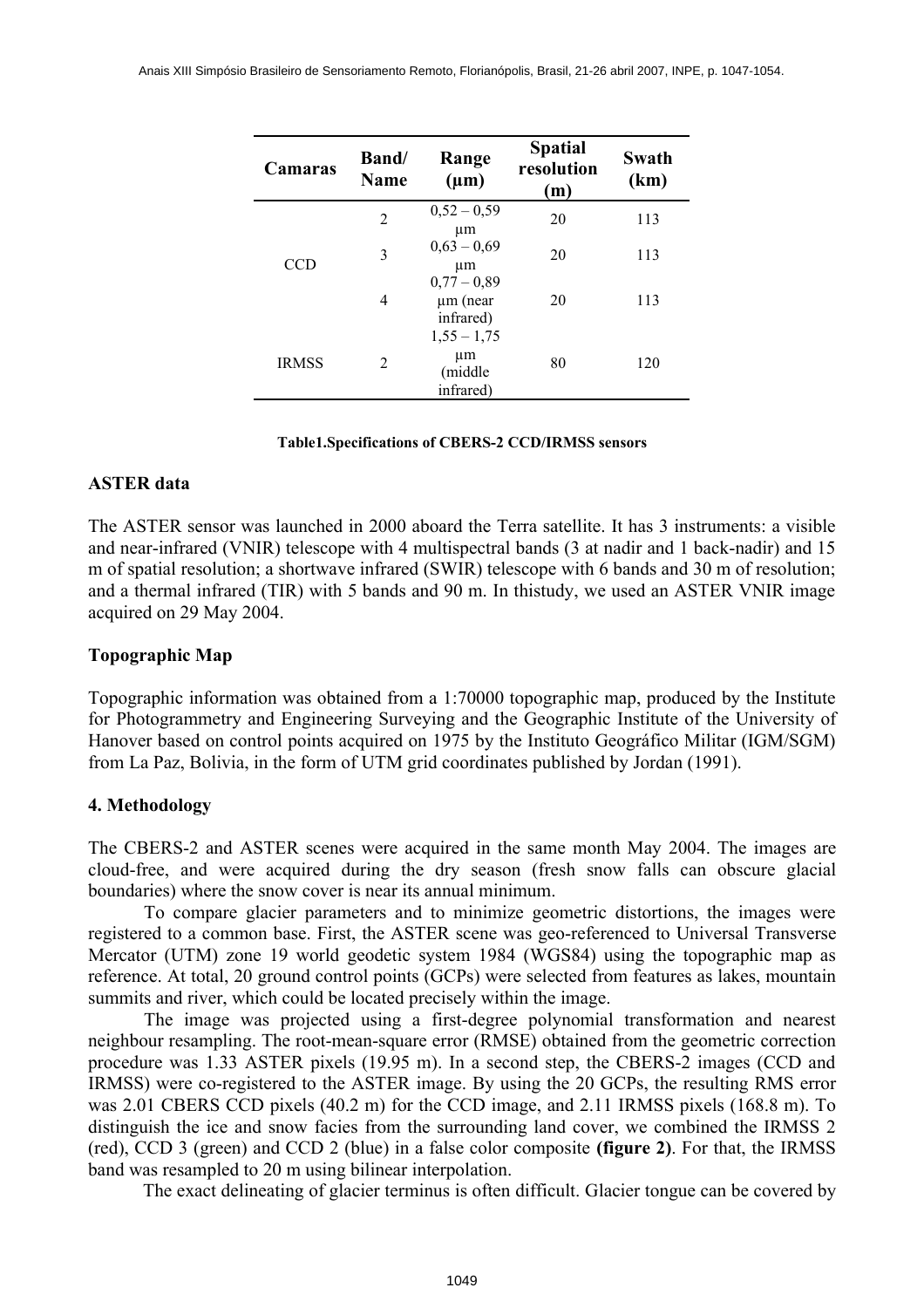| Camaras | Band/ Name | Range (μm) | Spatial resolution (m) | Swath (km) |
|---|---|---|---|---|
| CCD | 2 | 0,52 – 0,59 μm | 20 | 113 |
| | 3 | 0,63 – 0,69 μm | 20 | 113 |
| | 4 | 0,77 – 0,89 μm (near infrared) | 20 | 113 |
| IRMSS | 2 | 1,55 – 1,75 μm (middle infrared) | 80 | 120 |

**Table1.Specifications of CBERS-2 CCD/IRMSS sensors**

### ASTER data

The ASTER sensor was launched in 2000 aboard the Terra satellite. It has 3 instruments: a visible and near-infrared (VNIR) telescope with 4 multispectral bands (3 at nadir and 1 back-nadir) and 15 m of spatial resolution; a shortwave infrared (SWIR) telescope with 6 bands and 30 m of resolution; and a thermal infrared (TIR) with 5 bands and 90 m. In thistudy, we used an ASTER VNIR image acquired on 29 May 2004.

### Topographic Map

Topographic information was obtained from a 1:70000 topographic map, produced by the Institute for Photogrammetry and Engineering Surveying and the Geographic Institute of the University of Hanover based on control points acquired on 1975 by the Instituto Geográfico Militar (IGM/SGM) from La Paz, Bolivia, in the form of UTM grid coordinates published by Jordan (1991).

## 4. Methodology

The CBERS-2 and ASTER scenes were acquired in the same month May 2004. The images are cloud-free, and were acquired during the dry season (fresh snow falls can obscure glacial boundaries) where the snow cover is near its annual minimum.

To compare glacier parameters and to minimize geometric distortions, the images were registered to a common base. First, the ASTER scene was geo-referenced to Universal Transverse Mercator (UTM) zone 19 world geodetic system 1984 (WGS84) using the topographic map as reference. At total, 20 ground control points (GCPs) were selected from features as lakes, mountain summits and river, which could be located precisely within the image.

The image was projected using a first-degree polynomial transformation and nearest neighbour resampling. The root-mean-square error (RMSE) obtained from the geometric correction procedure was 1.33 ASTER pixels (19.95 m). In a second step, the CBERS-2 images (CCD and IRMSS) were co-registered to the ASTER image. By using the 20 GCPs, the resulting RMS error was 2.01 CBERS CCD pixels (40.2 m) for the CCD image, and 2.11 IRMSS pixels (168.8 m). To distinguish the ice and snow facies from the surrounding land cover, we combined the IRMSS 2 (red), CCD 3 (green) and CCD 2 (blue) in a false color composite **(figure 2)**. For that, the IRMSS band was resampled to 20 m using bilinear interpolation.

The exact delineating of glacier terminus is often difficult. Glacier tongue can be covered by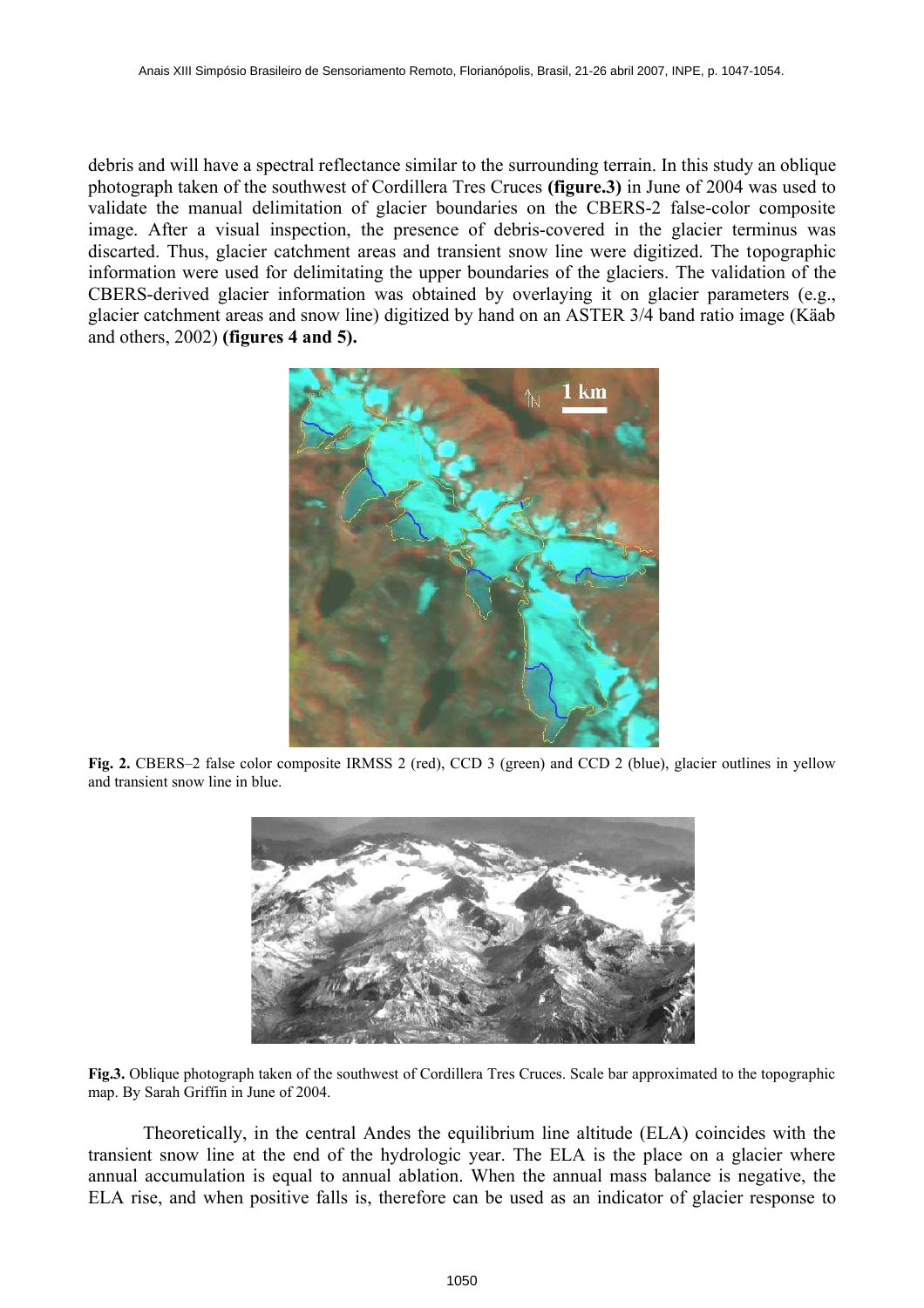debris and will have a spectral reflectance similar to the surrounding terrain. In this study an oblique photograph taken of the southwest of Cordillera Tres Cruces **(figure.3)** in June of 2004 was used to validate the manual delimitation of glacier boundaries on the CBERS-2 false-color composite image. After a visual inspection, the presence of debris-covered in the glacier terminus was discarted. Thus, glacier catchment areas and transient snow line were digitized. The topographic information were used for delimitating the upper boundaries of the glaciers. The validation of the CBERS-derived glacier information was obtained by overlaying it on glacier parameters (e.g., glacier catchment areas and snow line) digitized by hand on an ASTER 3/4 band ratio image (Käab and others, 2002) **(figures 4 and 5).**

**Fig. 2.** CBERS–2 false color composite IRMSS 2 (red), CCD 3 (green) and CCD 2 (blue), glacier outlines in yellow and transient snow line in blue.

**Fig.3.** Oblique photograph taken of the southwest of Cordillera Tres Cruces. Scale bar approximated to the topographic map. By Sarah Griffin in June of 2004.

Theoretically, in the central Andes the equilibrium line altitude (ELA) coincides with the transient snow line at the end of the hydrologic year. The ELA is the place on a glacier where annual accumulation is equal to annual ablation. When the annual mass balance is negative, the ELA rise, and when positive falls is, therefore can be used as an indicator of glacier response to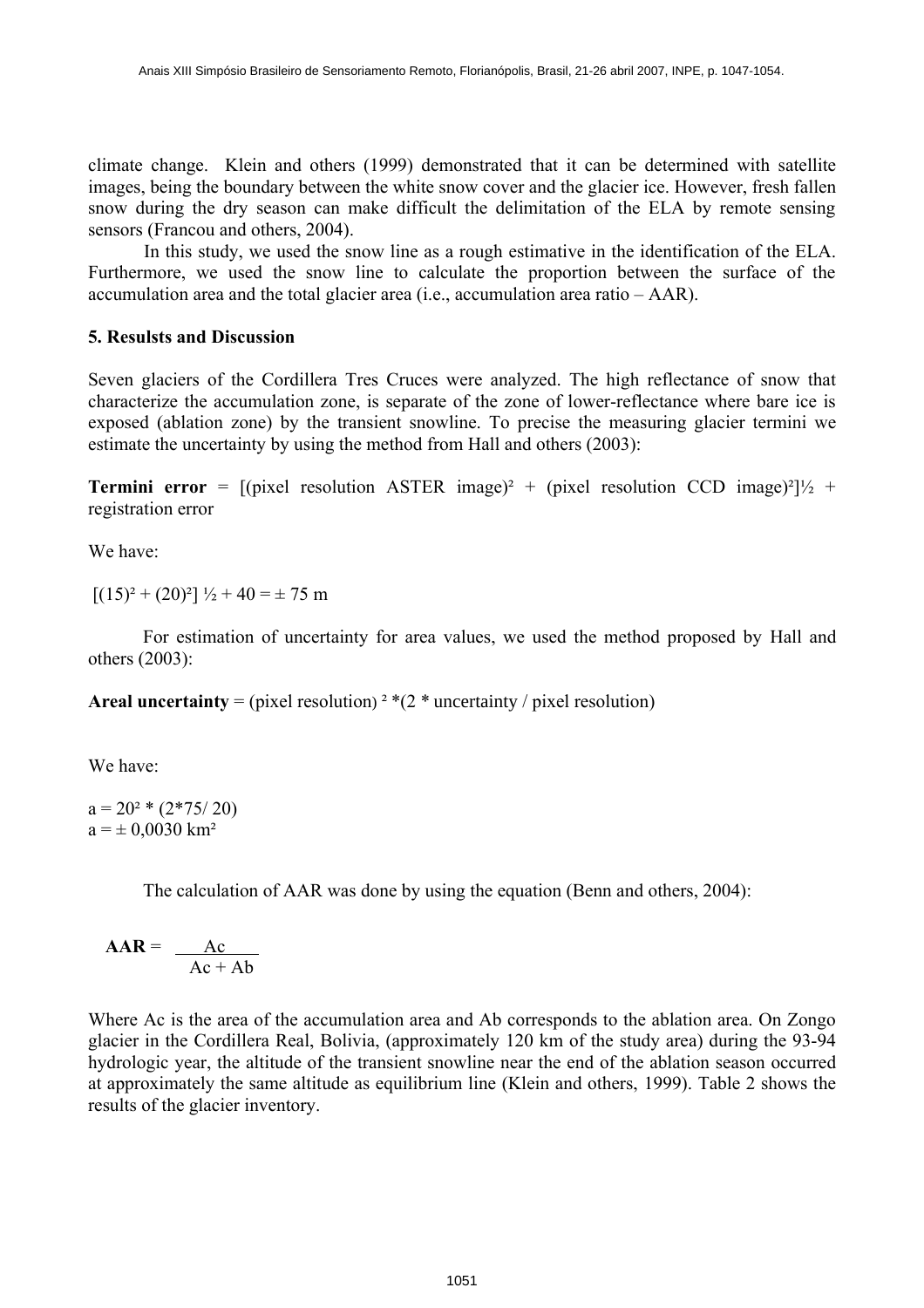climate change. Klein and others (1999) demonstrated that it can be determined with satellite images, being the boundary between the white snow cover and the glacier ice. However, fresh fallen snow during the dry season can make difficult the delimitation of the ELA by remote sensing sensors (Francou and others, 2004).

In this study, we used the snow line as a rough estimative in the identification of the ELA. Furthermore, we used the snow line to calculate the proportion between the surface of the accumulation area and the total glacier area (i.e., accumulation area ratio – AAR).

## 5. Resulsts and Discussion

Seven glaciers of the Cordillera Tres Cruces were analyzed. The high reflectance of snow that characterize the accumulation zone, is separate of the zone of lower-reflectance where bare ice is exposed (ablation zone) by the transient snowline. To precise the measuring glacier termini we estimate the uncertainty by using the method from Hall and others (2003):

**Termini error** = $[(\text{pixel resolution ASTER image})^2 + (\text{pixel resolution CCD image})^2]^{1/2}$ + registration error

We have:

$$[(15)^2 + (20)^2]^{1/2} + 40 = \pm\ 75 \text{ m}$$

For estimation of uncertainty for area values, we used the method proposed by Hall and others (2003):

**Areal uncertainty** = $(\text{pixel resolution})^2 * (2 * \text{uncertainty} / \text{pixel resolution})$

We have:

$$a = 20^2 * (2*75/20)$$
$$a = \pm\ 0{,}0030 \text{ km}^2$$

The calculation of AAR was done by using the equation (Benn and others, 2004):

$$\textbf{AAR} = \frac{Ac}{Ac + Ab}$$

Where Ac is the area of the accumulation area and Ab corresponds to the ablation area. On Zongo glacier in the Cordillera Real, Bolivia, (approximately 120 km of the study area) during the 93-94 hydrologic year, the altitude of the transient snowline near the end of the ablation season occurred at approximately the same altitude as equilibrium line (Klein and others, 1999). Table 2 shows the results of the glacier inventory.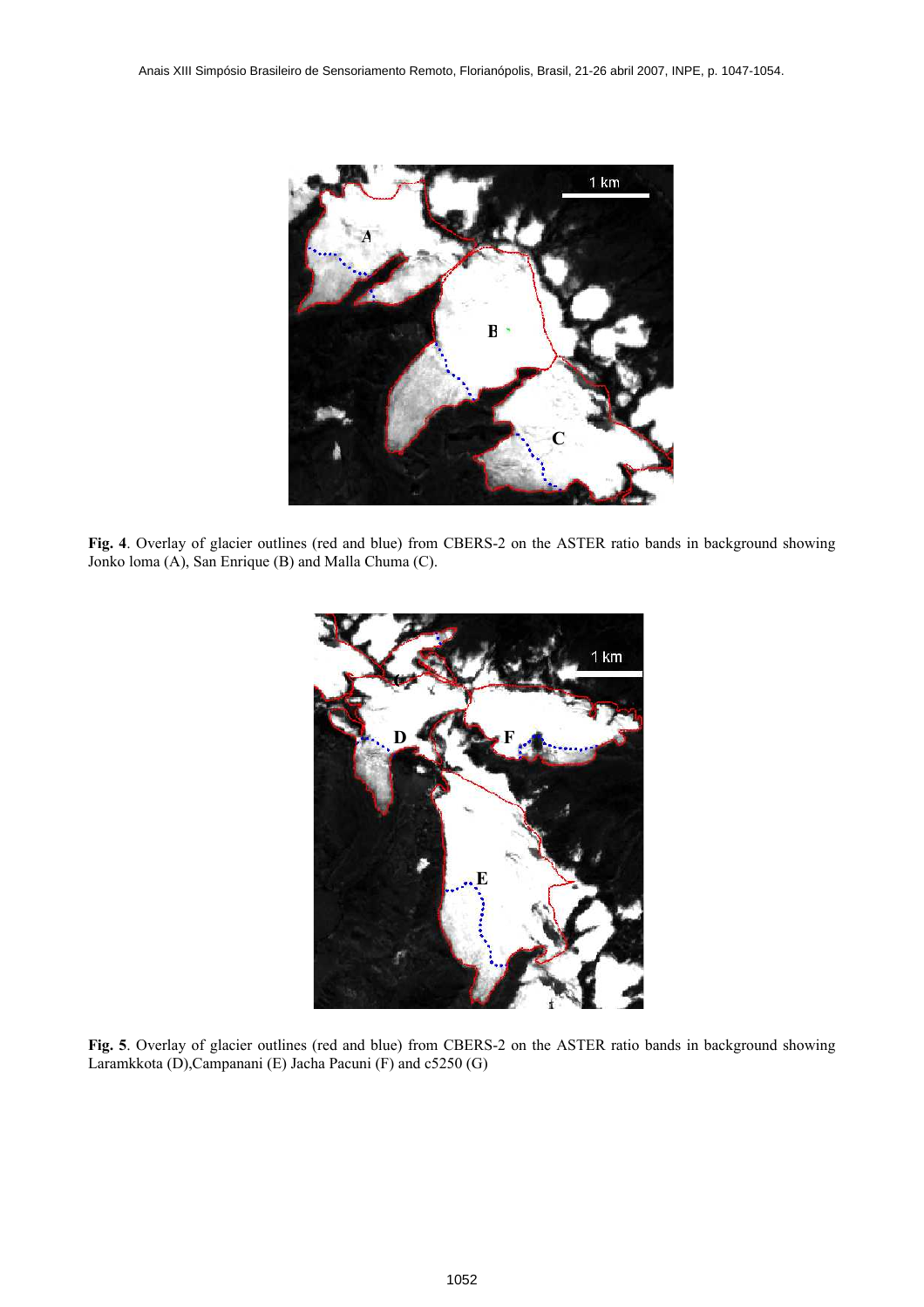**Fig. 4**. Overlay of glacier outlines (red and blue) from CBERS-2 on the ASTER ratio bands in background showing Jonko loma (A), San Enrique (B) and Malla Chuma (C).

**Fig. 5**. Overlay of glacier outlines (red and blue) from CBERS-2 on the ASTER ratio bands in background showing Laramkkota (D),Campanani (E) Jacha Pacuni (F) and c5250 (G)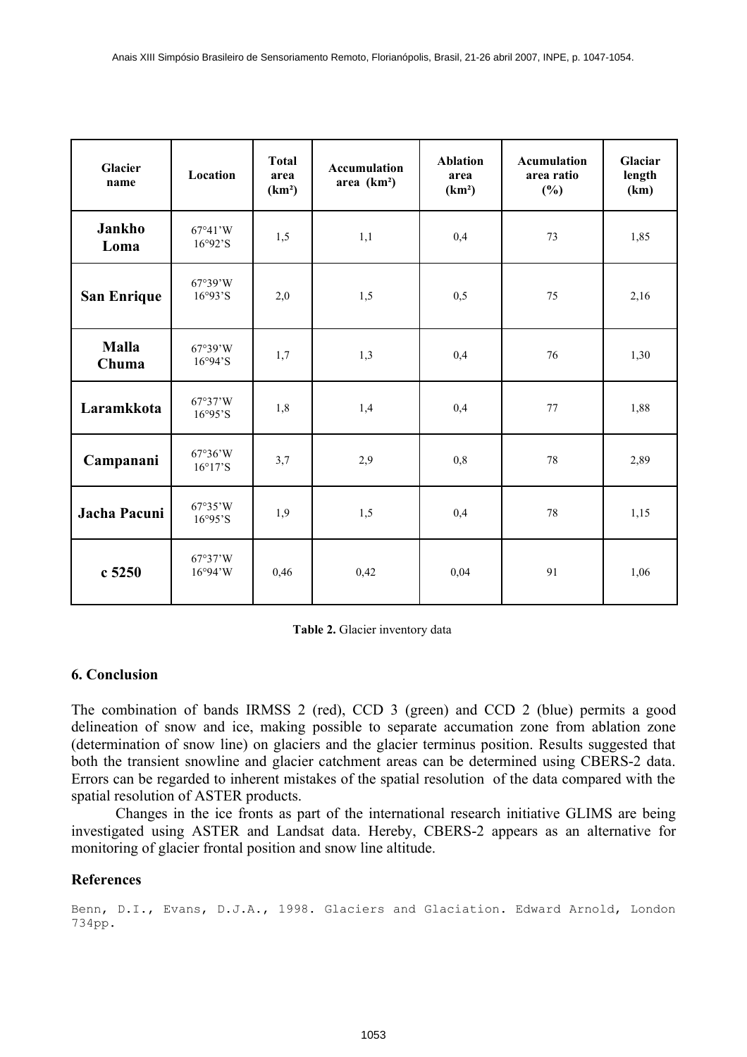| Glacier name | Location | Total area (km²) | Accumulation area (km²) | Ablation area (km²) | Acumulation area ratio (%) | Glaciar length (km) |
|---|---|---|---|---|---|---|
| **Jankho Loma** | 67°41'W 16°92'S | 1,5 | 1,1 | 0,4 | 73 | 1,85 |
| **San Enrique** | 67°39'W 16°93'S | 2,0 | 1,5 | 0,5 | 75 | 2,16 |
| **Malla Chuma** | 67°39'W 16°94'S | 1,7 | 1,3 | 0,4 | 76 | 1,30 |
| **Laramkkota** | 67°37'W 16°95'S | 1,8 | 1,4 | 0,4 | 77 | 1,88 |
| **Campanani** | 67°36'W 16°17'S | 3,7 | 2,9 | 0,8 | 78 | 2,89 |
| **Jacha Pacuni** | 67°35'W 16°95'S | 1,9 | 1,5 | 0,4 | 78 | 1,15 |
| **c 5250** | 67°37'W 16°94'W | 0,46 | 0,42 | 0,04 | 91 | 1,06 |

**Table 2.** Glacier inventory data

## 6. Conclusion

The combination of bands IRMSS 2 (red), CCD 3 (green) and CCD 2 (blue) permits a good delineation of snow and ice, making possible to separate accumation zone from ablation zone (determination of snow line) on glaciers and the glacier terminus position. Results suggested that both the transient snowline and glacier catchment areas can be determined using CBERS-2 data. Errors can be regarded to inherent mistakes of the spatial resolution of the data compared with the spatial resolution of ASTER products.

Changes in the ice fronts as part of the international research initiative GLIMS are being investigated using ASTER and Landsat data. Hereby, CBERS-2 appears as an alternative for monitoring of glacier frontal position and snow line altitude.

## References

Benn, D.I., Evans, D.J.A., 1998. Glaciers and Glaciation. Edward Arnold, London 734pp.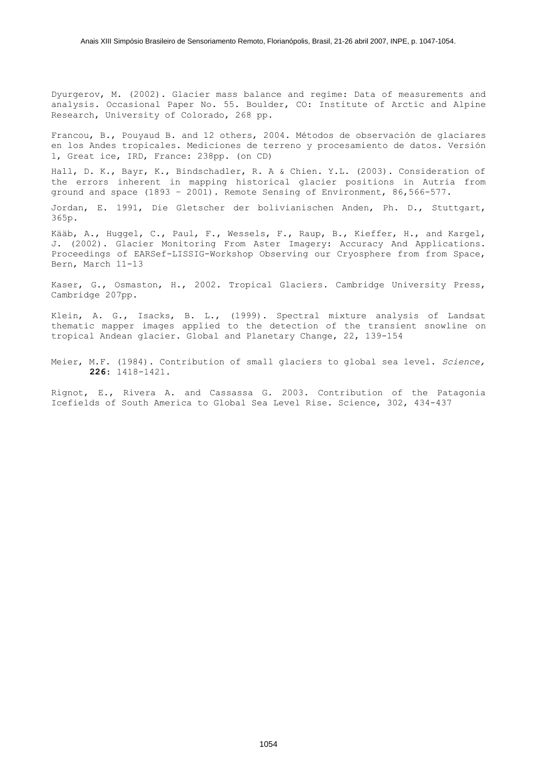Dyurgerov, M. (2002). Glacier mass balance and regime: Data of measurements and analysis. Occasional Paper No. 55. Boulder, CO: Institute of Arctic and Alpine Research, University of Colorado, 268 pp.

Francou, B., Pouyaud B. and 12 others, 2004. Métodos de observación de glaciares en los Andes tropicales. Mediciones de terreno y procesamiento de datos. Versión 1, Great ice, IRD, France: 238pp. (on CD)

Hall, D. K., Bayr, K., Bindschadler, R. A & Chien. Y.L. (2003). Consideration of the errors inherent in mapping historical glacier positions in Autria from ground and space (1893 – 2001). Remote Sensing of Environment, 86,566-577.

Jordan, E. 1991, Die Gletscher der bolivianischen Anden, Ph. D., Stuttgart, 365p.

Kääb, A., Huggel, C., Paul, F., Wessels, F., Raup, B., Kieffer, H., and Kargel, J. (2002). Glacier Monitoring From Aster Imagery: Accuracy And Applications. Proceedings of EARSef-LISSIG-Workshop Observing our Cryosphere from from Space, Bern, March 11-13

Kaser, G., Osmaston, H., 2002. Tropical Glaciers. Cambridge University Press, Cambridge 207pp.

Klein, A. G., Isacks, B. L., (1999). Spectral mixture analysis of Landsat thematic mapper images applied to the detection of the transient snowline on tropical Andean glacier. Global and Planetary Change, 22, 139-154

Meier, M.F. (1984). Contribution of small glaciers to global sea level. *Science,* **226**: 1418-1421.

Rignot, E., Rivera A. and Cassassa G. 2003. Contribution of the Patagonia Icefields of South America to Global Sea Level Rise. Science, 302, 434-437